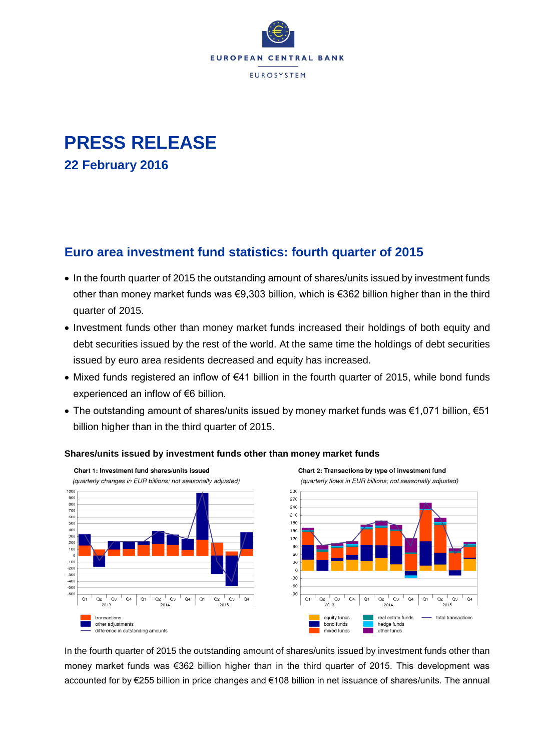EUROPEAN CENTRAL BANK

EUROSYSTEM

# PRESS RELEASE

## 22 February 2016

## Euro area investment fund statistics: fourth quarter of 2015

- In the fourth quarter of 2015 the outstanding amount of shares/units issued by investment funds other than money market funds was €9,303 billion, which is €362 billion higher than in the third quarter of 2015.
- Investment funds other than money market funds increased their holdings of both equity and debt securities issued by the rest of the world. At the same time the holdings of debt securities issued by euro area residents decreased and equity has increased.
- Mixed funds registered an inflow of €41 billion in the fourth quarter of 2015, while bond funds experienced an inflow of €6 billion.
- The outstanding amount of shares/units issued by money market funds was €1,071 billion, €51 billion higher than in the third quarter of 2015.

**Shares/units issued by investment funds other than money market funds**

**Chart 1: Investment fund shares/units issued**

*(quarterly changes in EUR billions; not seasonally adjusted)*

**Chart 2: Transactions by type of investment fund**

*(quarterly flows in EUR billions; not seasonally adjusted)*

In the fourth quarter of 2015 the outstanding amount of shares/units issued by investment funds other than money market funds was €362 billion higher than in the third quarter of 2015. This development was accounted for by €255 billion in price changes and €108 billion in net issuance of shares/units. The annual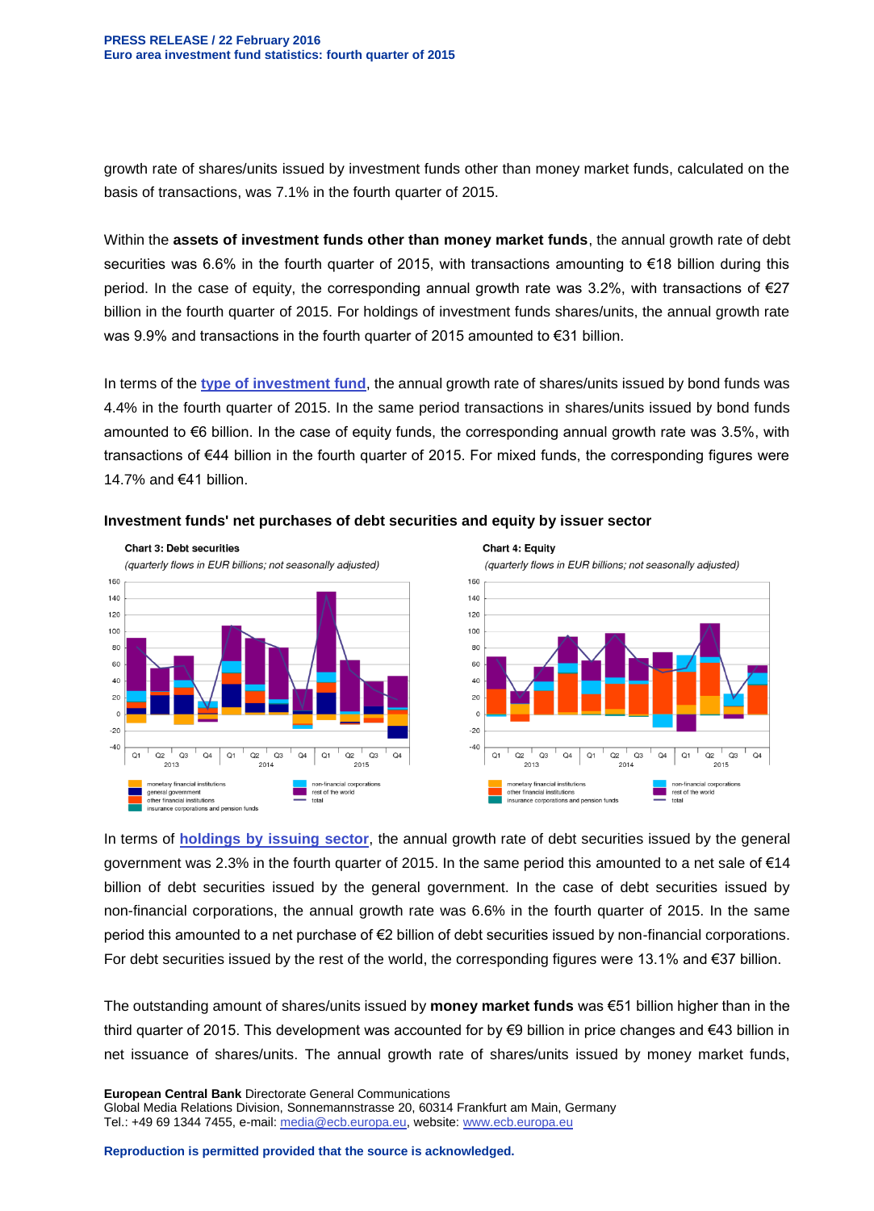growth rate of shares/units issued by investment funds other than money market funds, calculated on the basis of transactions, was 7.1% in the fourth quarter of 2015.

Within the **assets of investment funds other than money market funds**, the annual growth rate of debt securities was 6.6% in the fourth quarter of 2015, with transactions amounting to €18 billion during this period. In the case of equity, the corresponding annual growth rate was 3.2%, with transactions of €27 billion in the fourth quarter of 2015. For holdings of investment funds shares/units, the annual growth rate was 9.9% and transactions in the fourth quarter of 2015 amounted to €31 billion.

In terms of the **type of investment fund**, the annual growth rate of shares/units issued by bond funds was 4.4% in the fourth quarter of 2015. In the same period transactions in shares/units issued by bond funds amounted to €6 billion. In the case of equity funds, the corresponding annual growth rate was 3.5%, with transactions of €44 billion in the fourth quarter of 2015. For mixed funds, the corresponding figures were 14.7% and €41 billion.

**Investment funds' net purchases of debt securities and equity by issuer sector**

**Chart 3: Debt securities**

*(quarterly flows in EUR billions; not seasonally adjusted)*

Legend: monetary financial institutions; general government; other financial institutions; insurance corporations and pension funds; non-financial corporations; rest of the world; total

**Chart 4: Equity**

*(quarterly flows in EUR billions; not seasonally adjusted)*

Legend: monetary financial institutions; other financial institutions; insurance corporations and pension funds; non-financial corporations; rest of the world; total

In terms of **holdings by issuing sector**, the annual growth rate of debt securities issued by the general government was 2.3% in the fourth quarter of 2015. In the same period this amounted to a net sale of €14 billion of debt securities issued by the general government. In the case of debt securities issued by non-financial corporations, the annual growth rate was 6.6% in the fourth quarter of 2015. In the same period this amounted to a net purchase of €2 billion of debt securities issued by non-financial corporations. For debt securities issued by the rest of the world, the corresponding figures were 13.1% and €37 billion.

The outstanding amount of shares/units issued by **money market funds** was €51 billion higher than in the third quarter of 2015. This development was accounted for by €9 billion in price changes and €43 billion in net issuance of shares/units. The annual growth rate of shares/units issued by money market funds,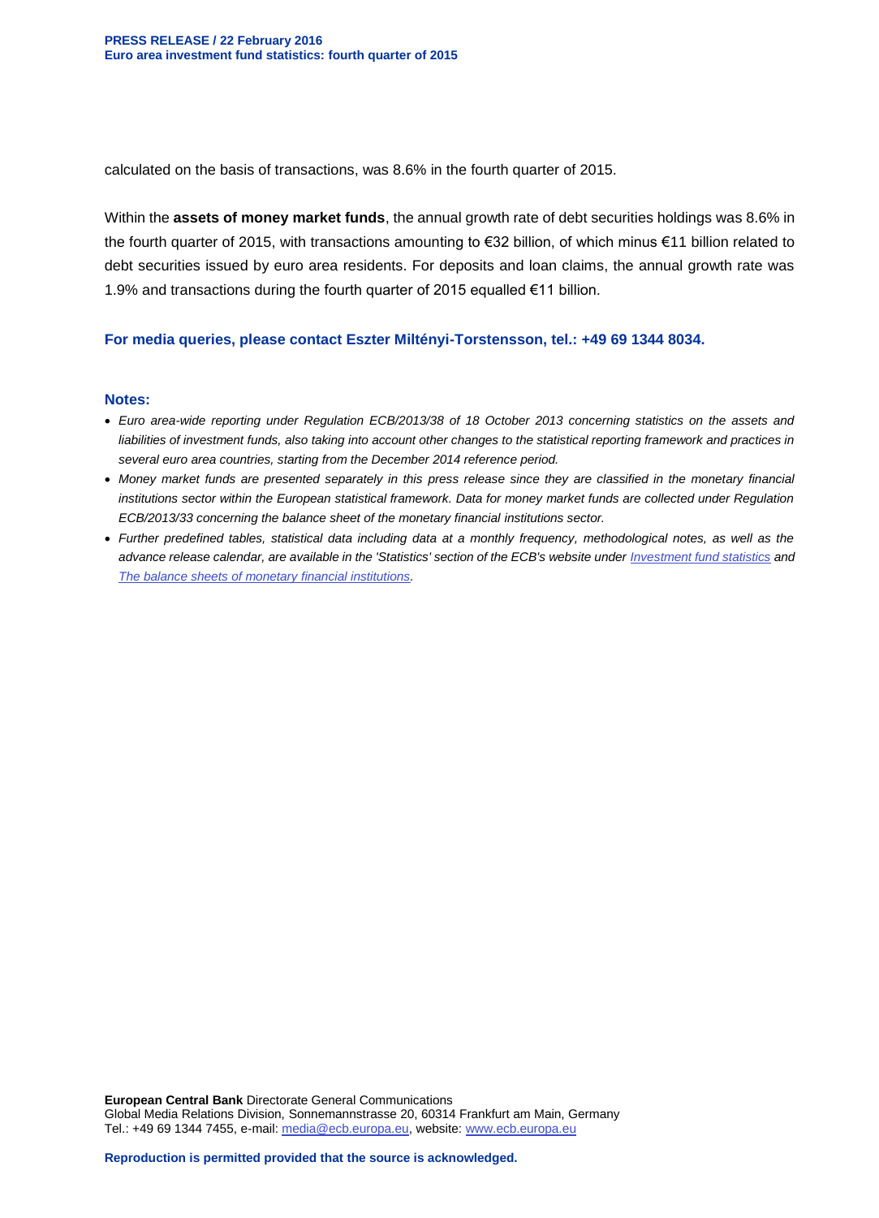calculated on the basis of transactions, was 8.6% in the fourth quarter of 2015.

Within the **assets of money market funds**, the annual growth rate of debt securities holdings was 8.6% in the fourth quarter of 2015, with transactions amounting to €32 billion, of which minus €11 billion related to debt securities issued by euro area residents. For deposits and loan claims, the annual growth rate was 1.9% and transactions during the fourth quarter of 2015 equalled €11 billion.

**For media queries, please contact Eszter Miltényi-Torstensson, tel.: +49 69 1344 8034.**

**Notes:**

- *Euro area-wide reporting under Regulation ECB/2013/38 of 18 October 2013 concerning statistics on the assets and liabilities of investment funds, also taking into account other changes to the statistical reporting framework and practices in several euro area countries, starting from the December 2014 reference period.*
- *Money market funds are presented separately in this press release since they are classified in the monetary financial institutions sector within the European statistical framework. Data for money market funds are collected under Regulation ECB/2013/33 concerning the balance sheet of the monetary financial institutions sector.*
- *Further predefined tables, statistical data including data at a monthly frequency, methodological notes, as well as the advance release calendar, are available in the 'Statistics' section of the ECB's website under Investment fund statistics and The balance sheets of monetary financial institutions.*

**European Central Bank** Directorate General Communications
Global Media Relations Division, Sonnemannstrasse 20, 60314 Frankfurt am Main, Germany
Tel.: +49 69 1344 7455, e-mail: media@ecb.europa.eu, website: www.ecb.europa.eu

**Reproduction is permitted provided that the source is acknowledged.**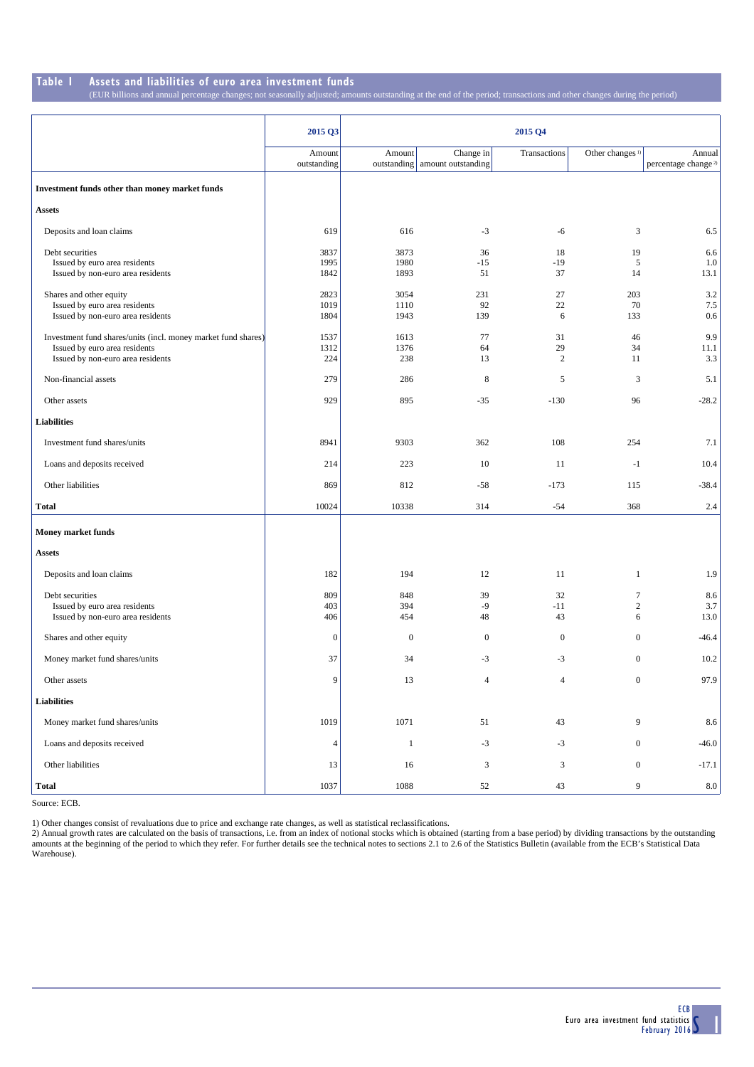## Table 1 Assets and liabilities of euro area investment funds

(EUR billions and annual percentage changes; not seasonally adjusted; amounts outstanding at the end of the period; transactions and other changes during the period)

| | 2015 Q3 | 2015 Q4 | | | | |
|---|---|---|---|---|---|---|
| | Amount outstanding | Amount outstanding | Change in amount outstanding | Transactions | Other changes [1] | Annual percentage change [2] |
| **Investment funds other than money market funds** | | | | | | |
| **Assets** | | | | | | |
| Deposits and loan claims | 619 | 616 | -3 | -6 | 3 | 6.5 |
| Debt securities | 3837 | 3873 | 36 | 18 | 19 | 6.6 |
| Issued by euro area residents | 1995 | 1980 | -15 | -19 | 5 | 1.0 |
| Issued by non-euro area residents | 1842 | 1893 | 51 | 37 | 14 | 13.1 |
| Shares and other equity | 2823 | 3054 | 231 | 27 | 203 | 3.2 |
| Issued by euro area residents | 1019 | 1110 | 92 | 22 | 70 | 7.5 |
| Issued by non-euro area residents | 1804 | 1943 | 139 | 6 | 133 | 0.6 |
| Investment fund shares/units (incl. money market fund shares) | 1537 | 1613 | 77 | 31 | 46 | 9.9 |
| Issued by euro area residents | 1312 | 1376 | 64 | 29 | 34 | 11.1 |
| Issued by non-euro area residents | 224 | 238 | 13 | 2 | 11 | 3.3 |
| Non-financial assets | 279 | 286 | 8 | 5 | 3 | 5.1 |
| Other assets | 929 | 895 | -35 | -130 | 96 | -28.2 |
| **Liabilities** | | | | | | |
| Investment fund shares/units | 8941 | 9303 | 362 | 108 | 254 | 7.1 |
| Loans and deposits received | 214 | 223 | 10 | 11 | -1 | 10.4 |
| Other liabilities | 869 | 812 | -58 | -173 | 115 | -38.4 |
| **Total** | 10024 | 10338 | 314 | -54 | 368 | 2.4 |
| **Money market funds** | | | | | | |
| **Assets** | | | | | | |
| Deposits and loan claims | 182 | 194 | 12 | 11 | 1 | 1.9 |
| Debt securities | 809 | 848 | 39 | 32 | 7 | 8.6 |
| Issued by euro area residents | 403 | 394 | -9 | -11 | 2 | 3.7 |
| Issued by non-euro area residents | 406 | 454 | 48 | 43 | 6 | 13.0 |
| Shares and other equity | 0 | 0 | 0 | 0 | 0 | -46.4 |
| Money market fund shares/units | 37 | 34 | -3 | -3 | 0 | 10.2 |
| Other assets | 9 | 13 | 4 | 4 | 0 | 97.9 |
| **Liabilities** | | | | | | |
| Money market fund shares/units | 1019 | 1071 | 51 | 43 | 9 | 8.6 |
| Loans and deposits received | 4 | 1 | -3 | -3 | 0 | -46.0 |
| Other liabilities | 13 | 16 | 3 | 3 | 0 | -17.1 |
| **Total** | 1037 | 1088 | 52 | 43 | 9 | 8.0 |

Source: ECB.

1) Other changes consist of revaluations due to price and exchange rate changes, as well as statistical reclassifications.
2) Annual growth rates are calculated on the basis of transactions, i.e. from an index of notional stocks which is obtained (starting from a base period) by dividing transactions by the outstanding amounts at the beginning of the period to which they refer. For further details see the technical notes to sections 2.1 to 2.6 of the Statistics Bulletin (available from the ECB's Statistical Data Warehouse).